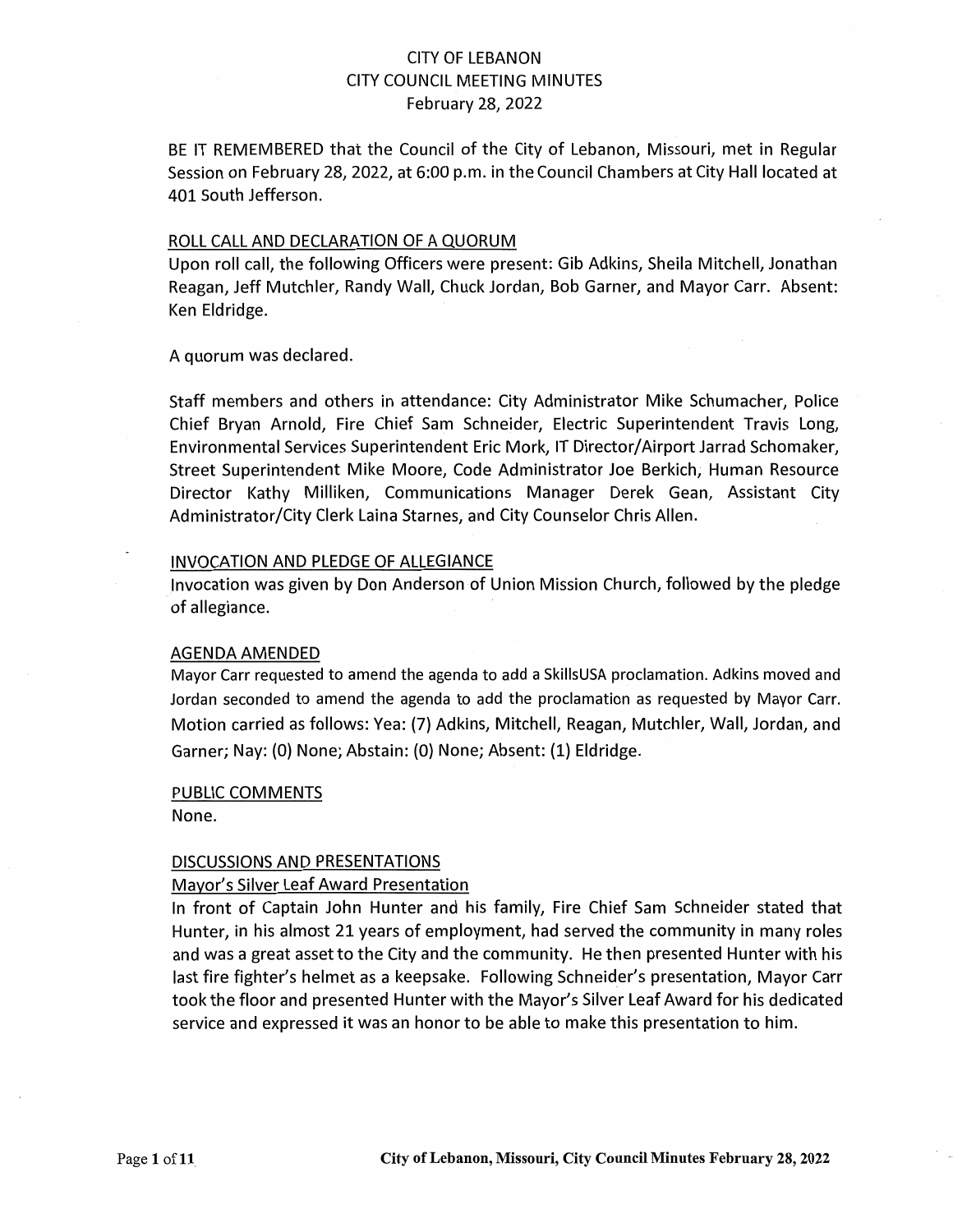# CITY OF LEBANON
## CITY COUNCIL MEETING MINUTES
### February 28, 2022

BE IT REMEMBERED that the Council of the City of Lebanon, Missouri, met in Regular Session on February 28, 2022, at 6:00 p.m. in the Council Chambers at City Hall located at 401 South Jefferson.

ROLL CALL AND DECLARATION OF A QUORUM

Upon roll call, the following Officers were present: Gib Adkins, Sheila Mitchell, Jonathan Reagan, Jeff Mutchler, Randy Wall, Chuck Jordan, Bob Garner, and Mayor Carr. Absent: Ken Eldridge.

A quorum was declared.

Staff members and others in attendance: City Administrator Mike Schumacher, Police Chief Bryan Arnold, Fire Chief Sam Schneider, Electric Superintendent Travis Long, Environmental Services Superintendent Eric Mork, IT Director/Airport Jarrad Schomaker, Street Superintendent Mike Moore, Code Administrator Joe Berkich, Human Resource Director Kathy Milliken, Communications Manager Derek Gean, Assistant City Administrator/City Clerk Laina Starnes, and City Counselor Chris Allen.

INVOCATION AND PLEDGE OF ALLEGIANCE

Invocation was given by Don Anderson of Union Mission Church, followed by the pledge of allegiance.

AGENDA AMENDED

Mayor Carr requested to amend the agenda to add a SkillsUSA proclamation. Adkins moved and Jordan seconded to amend the agenda to add the proclamation as requested by Mayor Carr. Motion carried as follows: Yea: (7) Adkins, Mitchell, Reagan, Mutchler, Wall, Jordan, and Garner; Nay: (0) None; Abstain: (0) None; Absent: (1) Eldridge.

PUBLIC COMMENTS

None.

DISCUSSIONS AND PRESENTATIONS

Mayor's Silver Leaf Award Presentation

In front of Captain John Hunter and his family, Fire Chief Sam Schneider stated that Hunter, in his almost 21 years of employment, had served the community in many roles and was a great asset to the City and the community. He then presented Hunter with his last fire fighter's helmet as a keepsake. Following Schneider's presentation, Mayor Carr took the floor and presented Hunter with the Mayor's Silver Leaf Award for his dedicated service and expressed it was an honor to be able to make this presentation to him.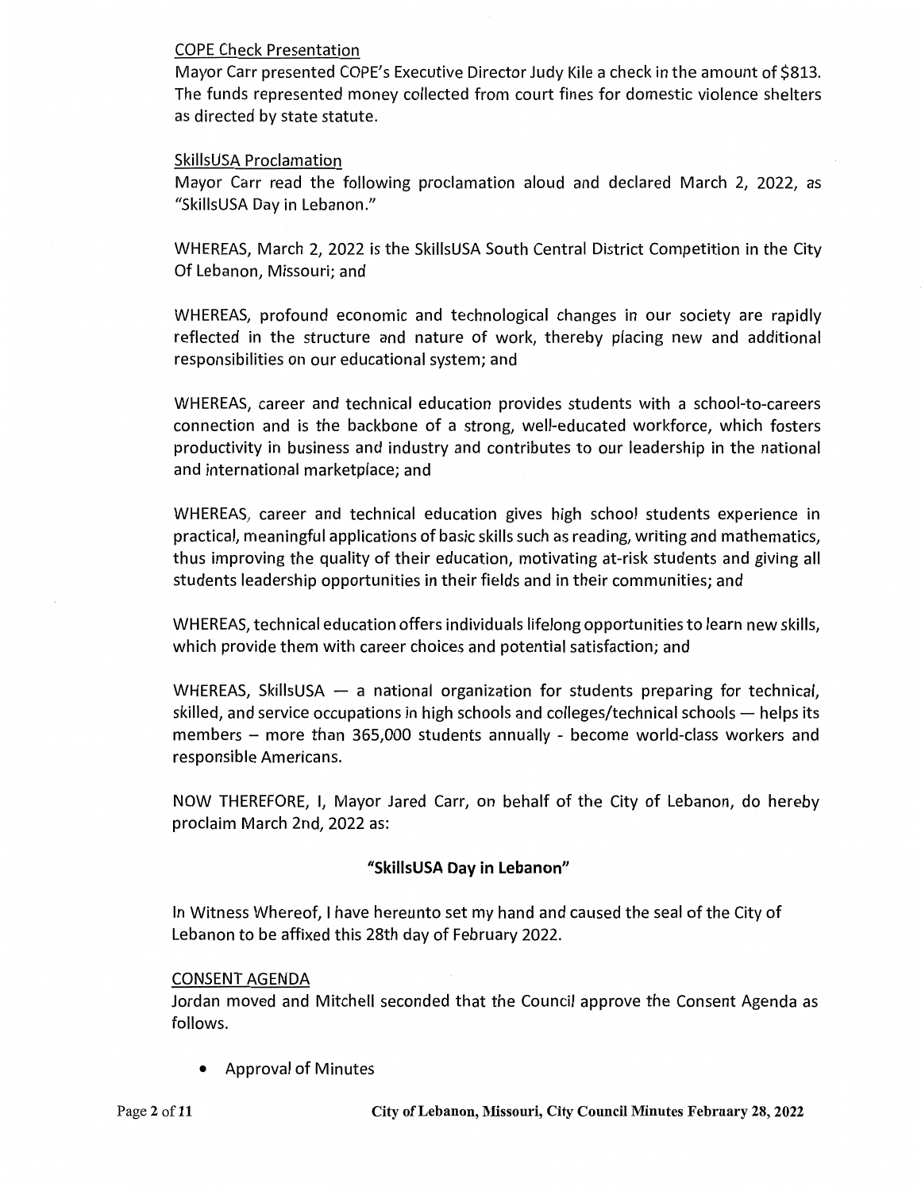COPE Check Presentation

Mayor Carr presented COPE's Executive Director Judy Kile a check in the amount of $813. The funds represented money collected from court fines for domestic violence shelters as directed by state statute.

SkillsUSA Proclamation

Mayor Carr read the following proclamation aloud and declared March 2, 2022, as "SkillsUSA Day in Lebanon."

WHEREAS, March 2, 2022 is the SkillsUSA South Central District Competition in the City Of Lebanon, Missouri; and

WHEREAS, profound economic and technological changes in our society are rapidly reflected in the structure and nature of work, thereby placing new and additional responsibilities on our educational system; and

WHEREAS, career and technical education provides students with a school-to-careers connection and is the backbone of a strong, well-educated workforce, which fosters productivity in business and industry and contributes to our leadership in the national and international marketplace; and

WHEREAS, career and technical education gives high school students experience in practical, meaningful applications of basic skills such as reading, writing and mathematics, thus improving the quality of their education, motivating at-risk students and giving all students leadership opportunities in their fields and in their communities; and

WHEREAS, technical education offers individuals lifelong opportunities to learn new skills, which provide them with career choices and potential satisfaction; and

WHEREAS, SkillsUSA — a national organization for students preparing for technical, skilled, and service occupations in high schools and colleges/technical schools — helps its members – more than 365,000 students annually - become world-class workers and responsible Americans.

NOW THEREFORE, I, Mayor Jared Carr, on behalf of the City of Lebanon, do hereby proclaim March 2nd, 2022 as:

**"SkillsUSA Day in Lebanon"**

In Witness Whereof, I have hereunto set my hand and caused the seal of the City of Lebanon to be affixed this 28th day of February 2022.

CONSENT AGENDA

Jordan moved and Mitchell seconded that the Council approve the Consent Agenda as follows.

- Approval of Minutes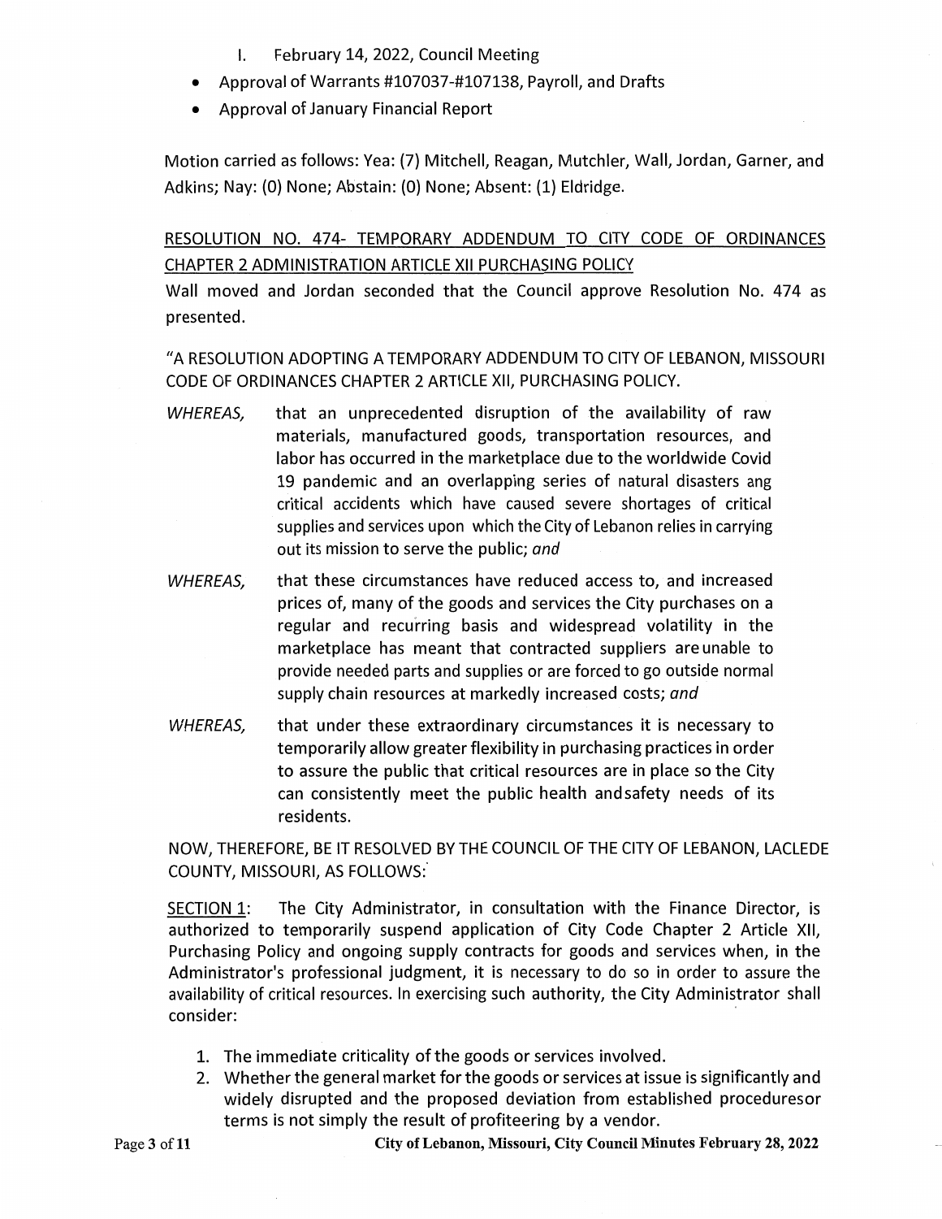I. February 14, 2022, Council Meeting

- Approval of Warrants #107037-#107138, Payroll, and Drafts
- Approval of January Financial Report

Motion carried as follows: Yea: (7) Mitchell, Reagan, Mutchler, Wall, Jordan, Garner, and Adkins; Nay: (0) None; Abstain: (0) None; Absent: (1) Eldridge.

RESOLUTION NO. 474- TEMPORARY ADDENDUM TO CITY CODE OF ORDINANCES CHAPTER 2 ADMINISTRATION ARTICLE XII PURCHASING POLICY

Wall moved and Jordan seconded that the Council approve Resolution No. 474 as presented.

"A RESOLUTION ADOPTING A TEMPORARY ADDENDUM TO CITY OF LEBANON, MISSOURI CODE OF ORDINANCES CHAPTER 2 ARTICLE XII, PURCHASING POLICY.

*WHEREAS,* that an unprecedented disruption of the availability of raw materials, manufactured goods, transportation resources, and labor has occurred in the marketplace due to the worldwide Covid 19 pandemic and an overlapping series of natural disasters ang critical accidents which have caused severe shortages of critical supplies and services upon which the City of Lebanon relies in carrying out its mission to serve the public; *and*

*WHEREAS,* that these circumstances have reduced access to, and increased prices of, many of the goods and services the City purchases on a regular and recurring basis and widespread volatility in the marketplace has meant that contracted suppliers are unable to provide needed parts and supplies or are forced to go outside normal supply chain resources at markedly increased costs; *and*

*WHEREAS,* that under these extraordinary circumstances it is necessary to temporarily allow greater flexibility in purchasing practices in order to assure the public that critical resources are in place so the City can consistently meet the public health and safety needs of its residents.

NOW, THEREFORE, BE IT RESOLVED BY THE COUNCIL OF THE CITY OF LEBANON, LACLEDE COUNTY, MISSOURI, AS FOLLOWS:

SECTION 1: The City Administrator, in consultation with the Finance Director, is authorized to temporarily suspend application of City Code Chapter 2 Article XII, Purchasing Policy and ongoing supply contracts for goods and services when, in the Administrator's professional judgment, it is necessary to do so in order to assure the availability of critical resources. In exercising such authority, the City Administrator shall consider:

1. The immediate criticality of the goods or services involved.
2. Whether the general market for the goods or services at issue is significantly and widely disrupted and the proposed deviation from established procedures or terms is not simply the result of profiteering by a vendor.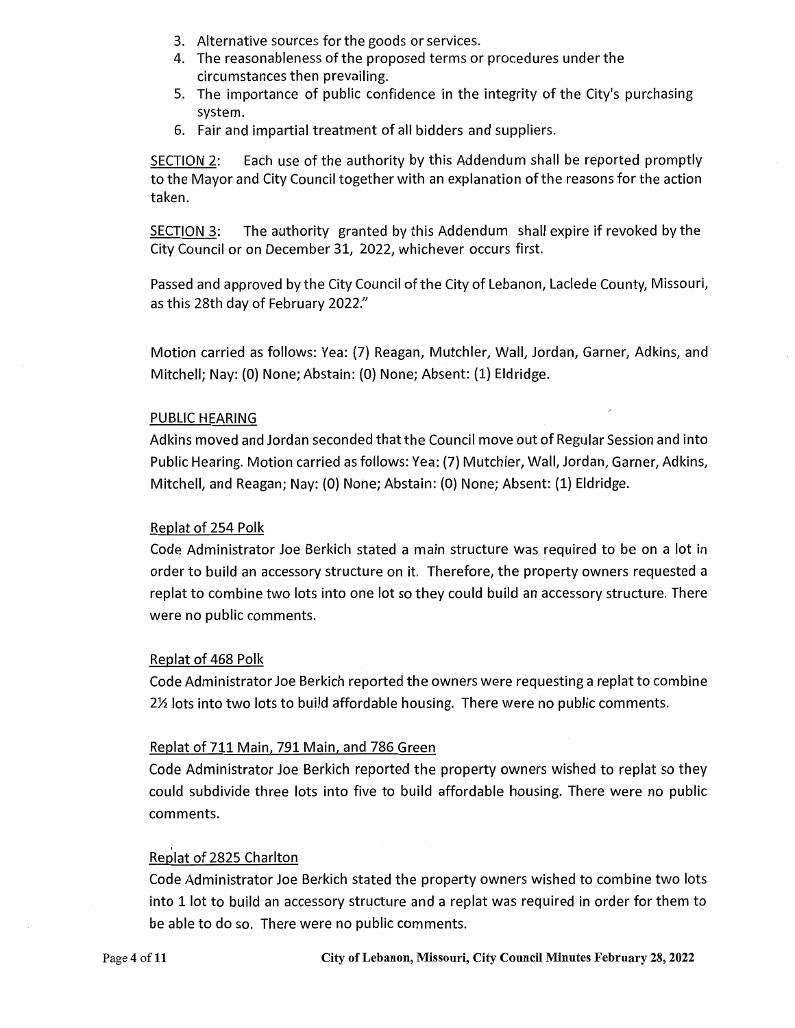3. Alternative sources for the goods or services.
4. The reasonableness of the proposed terms or procedures under the circumstances then prevailing.
5. The importance of public confidence in the integrity of the City's purchasing system.
6. Fair and impartial treatment of all bidders and suppliers.

SECTION 2: Each use of the authority by this Addendum shall be reported promptly to the Mayor and City Council together with an explanation of the reasons for the action taken.

SECTION 3: The authority granted by this Addendum shall expire if revoked by the City Council or on December 31, 2022, whichever occurs first.

Passed and approved by the City Council of the City of Lebanon, Laclede County, Missouri, as this 28th day of February 2022."

Motion carried as follows: Yea: (7) Reagan, Mutchler, Wall, Jordan, Garner, Adkins, and Mitchell; Nay: (0) None; Abstain: (0) None; Absent: (1) Eldridge.

## PUBLIC HEARING

Adkins moved and Jordan seconded that the Council move out of Regular Session and into Public Hearing. Motion carried as follows: Yea: (7) Mutchler, Wall, Jordan, Garner, Adkins, Mitchell, and Reagan; Nay: (0) None; Abstain: (0) None; Absent: (1) Eldridge.

### Replat of 254 Polk

Code Administrator Joe Berkich stated a main structure was required to be on a lot in order to build an accessory structure on it. Therefore, the property owners requested a replat to combine two lots into one lot so they could build an accessory structure. There were no public comments.

### Replat of 468 Polk

Code Administrator Joe Berkich reported the owners were requesting a replat to combine 2½ lots into two lots to build affordable housing. There were no public comments.

### Replat of 711 Main, 791 Main, and 786 Green

Code Administrator Joe Berkich reported the property owners wished to replat so they could subdivide three lots into five to build affordable housing. There were no public comments.

### Replat of 2825 Charlton

Code Administrator Joe Berkich stated the property owners wished to combine two lots into 1 lot to build an accessory structure and a replat was required in order for them to be able to do so. There were no public comments.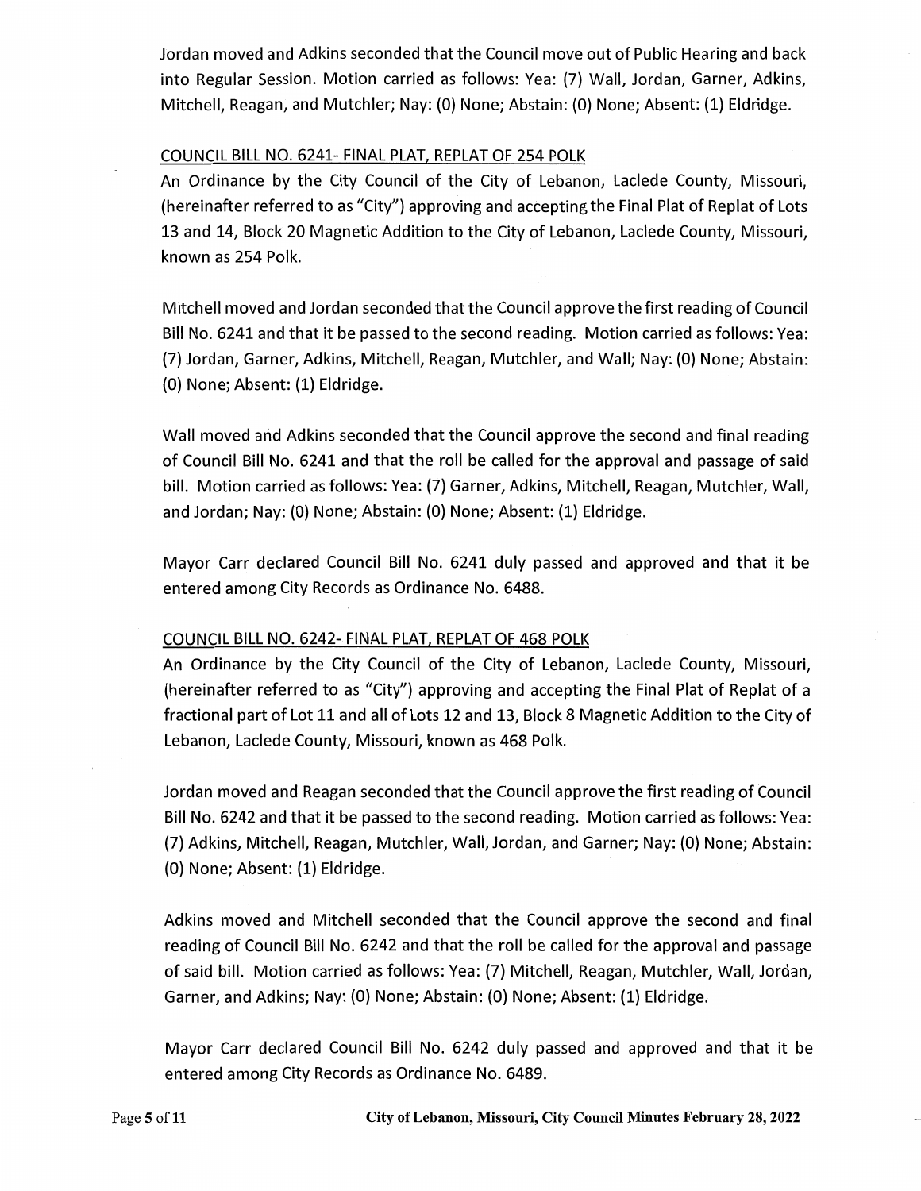Jordan moved and Adkins seconded that the Council move out of Public Hearing and back into Regular Session. Motion carried as follows: Yea: (7) Wall, Jordan, Garner, Adkins, Mitchell, Reagan, and Mutchler; Nay: (0) None; Abstain: (0) None; Absent: (1) Eldridge.

COUNCIL BILL NO. 6241- FINAL PLAT, REPLAT OF 254 POLK

An Ordinance by the City Council of the City of Lebanon, Laclede County, Missouri, (hereinafter referred to as "City") approving and accepting the Final Plat of Replat of Lots 13 and 14, Block 20 Magnetic Addition to the City of Lebanon, Laclede County, Missouri, known as 254 Polk.

Mitchell moved and Jordan seconded that the Council approve the first reading of Council Bill No. 6241 and that it be passed to the second reading. Motion carried as follows: Yea: (7) Jordan, Garner, Adkins, Mitchell, Reagan, Mutchler, and Wall; Nay: (0) None; Abstain: (0) None; Absent: (1) Eldridge.

Wall moved and Adkins seconded that the Council approve the second and final reading of Council Bill No. 6241 and that the roll be called for the approval and passage of said bill. Motion carried as follows: Yea: (7) Garner, Adkins, Mitchell, Reagan, Mutchler, Wall, and Jordan; Nay: (0) None; Abstain: (0) None; Absent: (1) Eldridge.

Mayor Carr declared Council Bill No. 6241 duly passed and approved and that it be entered among City Records as Ordinance No. 6488.

COUNCIL BILL NO. 6242- FINAL PLAT, REPLAT OF 468 POLK

An Ordinance by the City Council of the City of Lebanon, Laclede County, Missouri, (hereinafter referred to as "City") approving and accepting the Final Plat of Replat of a fractional part of Lot 11 and all of Lots 12 and 13, Block 8 Magnetic Addition to the City of Lebanon, Laclede County, Missouri, known as 468 Polk.

Jordan moved and Reagan seconded that the Council approve the first reading of Council Bill No. 6242 and that it be passed to the second reading. Motion carried as follows: Yea: (7) Adkins, Mitchell, Reagan, Mutchler, Wall, Jordan, and Garner; Nay: (0) None; Abstain: (0) None; Absent: (1) Eldridge.

Adkins moved and Mitchell seconded that the Council approve the second and final reading of Council Bill No. 6242 and that the roll be called for the approval and passage of said bill. Motion carried as follows: Yea: (7) Mitchell, Reagan, Mutchler, Wall, Jordan, Garner, and Adkins; Nay: (0) None; Abstain: (0) None; Absent: (1) Eldridge.

Mayor Carr declared Council Bill No. 6242 duly passed and approved and that it be entered among City Records as Ordinance No. 6489.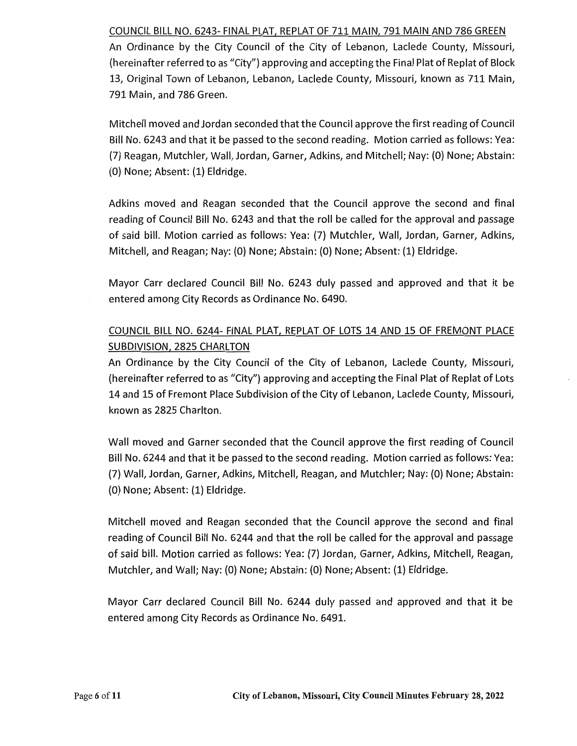COUNCIL BILL NO. 6243- FINAL PLAT, REPLAT OF 711 MAIN, 791 MAIN AND 786 GREEN

An Ordinance by the City Council of the City of Lebanon, Laclede County, Missouri, (hereinafter referred to as "City") approving and accepting the Final Plat of Replat of Block 13, Original Town of Lebanon, Lebanon, Laclede County, Missouri, known as 711 Main, 791 Main, and 786 Green.

Mitchell moved and Jordan seconded that the Council approve the first reading of Council Bill No. 6243 and that it be passed to the second reading. Motion carried as follows: Yea: (7) Reagan, Mutchler, Wall, Jordan, Garner, Adkins, and Mitchell; Nay: (0) None; Abstain: (0) None; Absent: (1) Eldridge.

Adkins moved and Reagan seconded that the Council approve the second and final reading of Council Bill No. 6243 and that the roll be called for the approval and passage of said bill. Motion carried as follows: Yea: (7) Mutchler, Wall, Jordan, Garner, Adkins, Mitchell, and Reagan; Nay: (0) None; Abstain: (0) None; Absent: (1) Eldridge.

Mayor Carr declared Council Bill No. 6243 duly passed and approved and that it be entered among City Records as Ordinance No. 6490.

COUNCIL BILL NO. 6244- FINAL PLAT, REPLAT OF LOTS 14 AND 15 OF FREMONT PLACE SUBDIVISION, 2825 CHARLTON

An Ordinance by the City Council of the City of Lebanon, Laclede County, Missouri, (hereinafter referred to as "City") approving and accepting the Final Plat of Replat of Lots 14 and 15 of Fremont Place Subdivision of the City of Lebanon, Laclede County, Missouri, known as 2825 Charlton.

Wall moved and Garner seconded that the Council approve the first reading of Council Bill No. 6244 and that it be passed to the second reading. Motion carried as follows: Yea: (7) Wall, Jordan, Garner, Adkins, Mitchell, Reagan, and Mutchler; Nay: (0) None; Abstain: (0) None; Absent: (1) Eldridge.

Mitchell moved and Reagan seconded that the Council approve the second and final reading of Council Bill No. 6244 and that the roll be called for the approval and passage of said bill. Motion carried as follows: Yea: (7) Jordan, Garner, Adkins, Mitchell, Reagan, Mutchler, and Wall; Nay: (0) None; Abstain: (0) None; Absent: (1) Eldridge.

Mayor Carr declared Council Bill No. 6244 duly passed and approved and that it be entered among City Records as Ordinance No. 6491.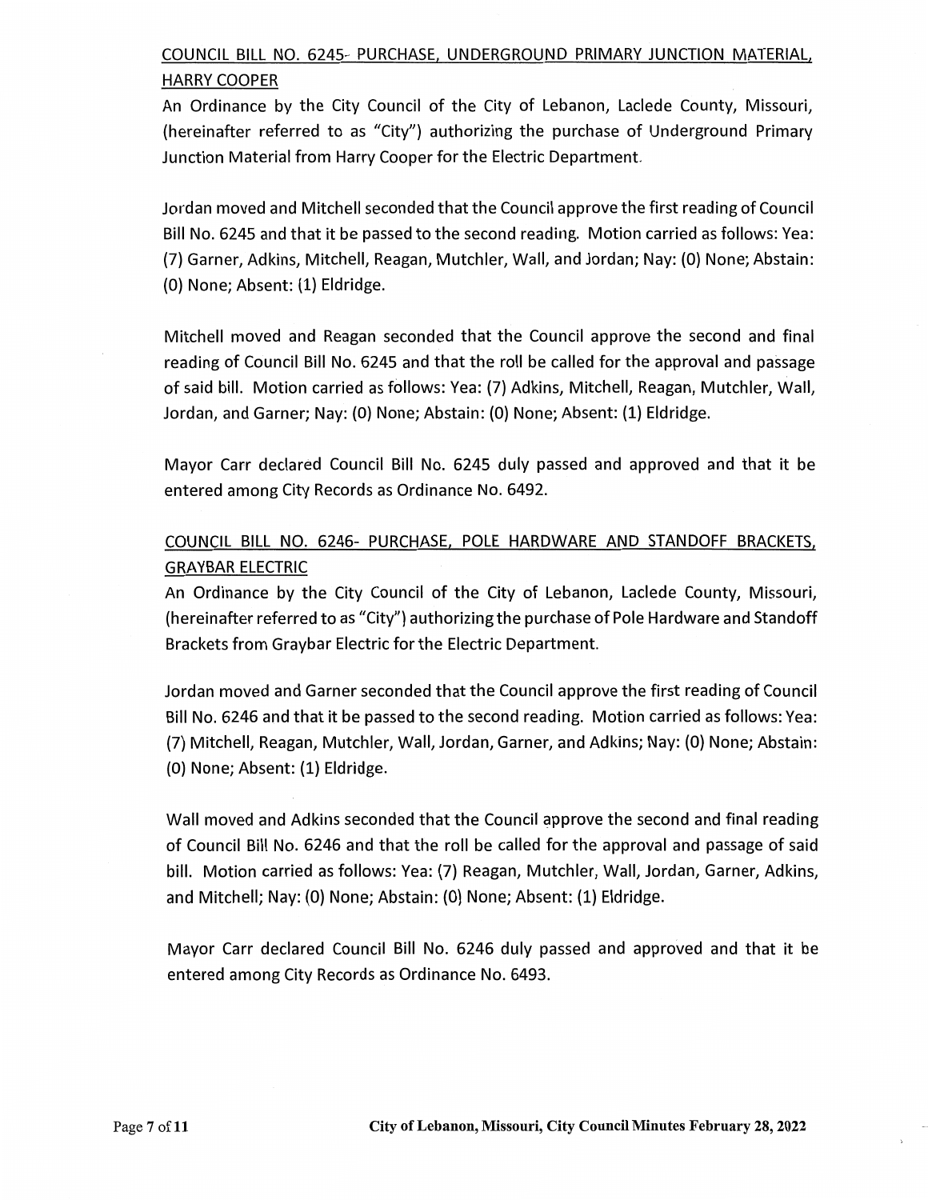<u>COUNCIL BILL NO. 6245- PURCHASE, UNDERGROUND PRIMARY JUNCTION MATERIAL, HARRY COOPER</u>

An Ordinance by the City Council of the City of Lebanon, Laclede County, Missouri, (hereinafter referred to as "City") authorizing the purchase of Underground Primary Junction Material from Harry Cooper for the Electric Department.

Jordan moved and Mitchell seconded that the Council approve the first reading of Council Bill No. 6245 and that it be passed to the second reading. Motion carried as follows: Yea: (7) Garner, Adkins, Mitchell, Reagan, Mutchler, Wall, and Jordan; Nay: (0) None; Abstain: (0) None; Absent: (1) Eldridge.

Mitchell moved and Reagan seconded that the Council approve the second and final reading of Council Bill No. 6245 and that the roll be called for the approval and passage of said bill. Motion carried as follows: Yea: (7) Adkins, Mitchell, Reagan, Mutchler, Wall, Jordan, and Garner; Nay: (0) None; Abstain: (0) None; Absent: (1) Eldridge.

Mayor Carr declared Council Bill No. 6245 duly passed and approved and that it be entered among City Records as Ordinance No. 6492.

<u>COUNCIL BILL NO. 6246- PURCHASE, POLE HARDWARE AND STANDOFF BRACKETS, GRAYBAR ELECTRIC</u>

An Ordinance by the City Council of the City of Lebanon, Laclede County, Missouri, (hereinafter referred to as "City") authorizing the purchase of Pole Hardware and Standoff Brackets from Graybar Electric for the Electric Department.

Jordan moved and Garner seconded that the Council approve the first reading of Council Bill No. 6246 and that it be passed to the second reading. Motion carried as follows: Yea: (7) Mitchell, Reagan, Mutchler, Wall, Jordan, Garner, and Adkins; Nay: (0) None; Abstain: (0) None; Absent: (1) Eldridge.

Wall moved and Adkins seconded that the Council approve the second and final reading of Council Bill No. 6246 and that the roll be called for the approval and passage of said bill. Motion carried as follows: Yea: (7) Reagan, Mutchler, Wall, Jordan, Garner, Adkins, and Mitchell; Nay: (0) None; Abstain: (0) None; Absent: (1) Eldridge.

Mayor Carr declared Council Bill No. 6246 duly passed and approved and that it be entered among City Records as Ordinance No. 6493.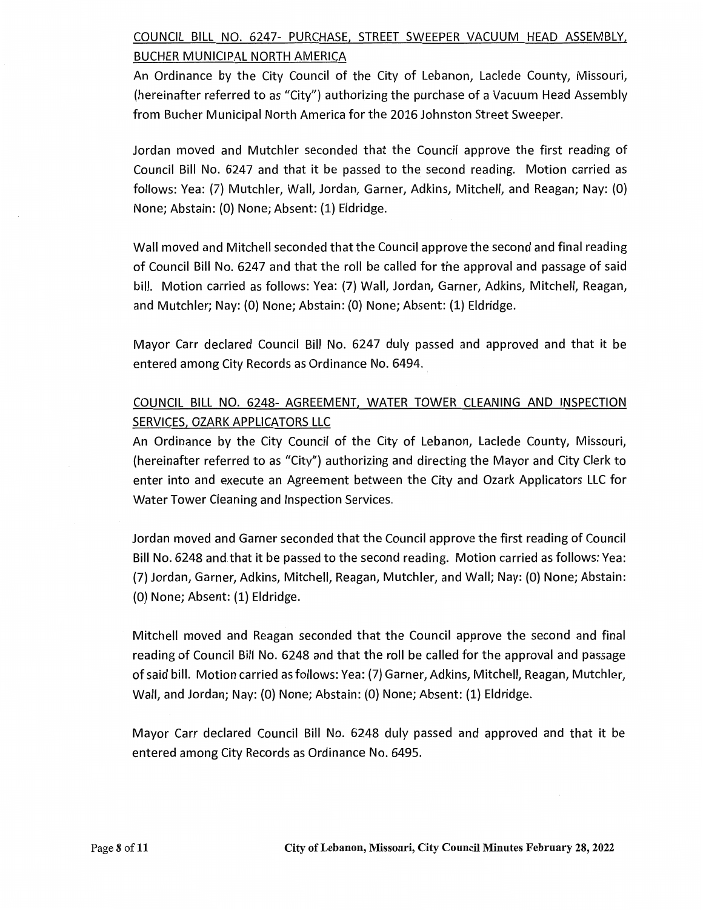COUNCIL BILL NO. 6247- PURCHASE, STREET SWEEPER VACUUM HEAD ASSEMBLY, BUCHER MUNICIPAL NORTH AMERICA

An Ordinance by the City Council of the City of Lebanon, Laclede County, Missouri, (hereinafter referred to as "City") authorizing the purchase of a Vacuum Head Assembly from Bucher Municipal North America for the 2016 Johnston Street Sweeper.

Jordan moved and Mutchler seconded that the Council approve the first reading of Council Bill No. 6247 and that it be passed to the second reading. Motion carried as follows: Yea: (7) Mutchler, Wall, Jordan, Garner, Adkins, Mitchell, and Reagan; Nay: (0) None; Abstain: (0) None; Absent: (1) Eldridge.

Wall moved and Mitchell seconded that the Council approve the second and final reading of Council Bill No. 6247 and that the roll be called for the approval and passage of said bill. Motion carried as follows: Yea: (7) Wall, Jordan, Garner, Adkins, Mitchell, Reagan, and Mutchler; Nay: (0) None; Abstain: (0) None; Absent: (1) Eldridge.

Mayor Carr declared Council Bill No. 6247 duly passed and approved and that it be entered among City Records as Ordinance No. 6494.

COUNCIL BILL NO. 6248- AGREEMENT, WATER TOWER CLEANING AND INSPECTION SERVICES, OZARK APPLICATORS LLC

An Ordinance by the City Council of the City of Lebanon, Laclede County, Missouri, (hereinafter referred to as "City") authorizing and directing the Mayor and City Clerk to enter into and execute an Agreement between the City and Ozark Applicators LLC for Water Tower Cleaning and Inspection Services.

Jordan moved and Garner seconded that the Council approve the first reading of Council Bill No. 6248 and that it be passed to the second reading. Motion carried as follows: Yea: (7) Jordan, Garner, Adkins, Mitchell, Reagan, Mutchler, and Wall; Nay: (0) None; Abstain: (0) None; Absent: (1) Eldridge.

Mitchell moved and Reagan seconded that the Council approve the second and final reading of Council Bill No. 6248 and that the roll be called for the approval and passage of said bill. Motion carried as follows: Yea: (7) Garner, Adkins, Mitchell, Reagan, Mutchler, Wall, and Jordan; Nay: (0) None; Abstain: (0) None; Absent: (1) Eldridge.

Mayor Carr declared Council Bill No. 6248 duly passed and approved and that it be entered among City Records as Ordinance No. 6495.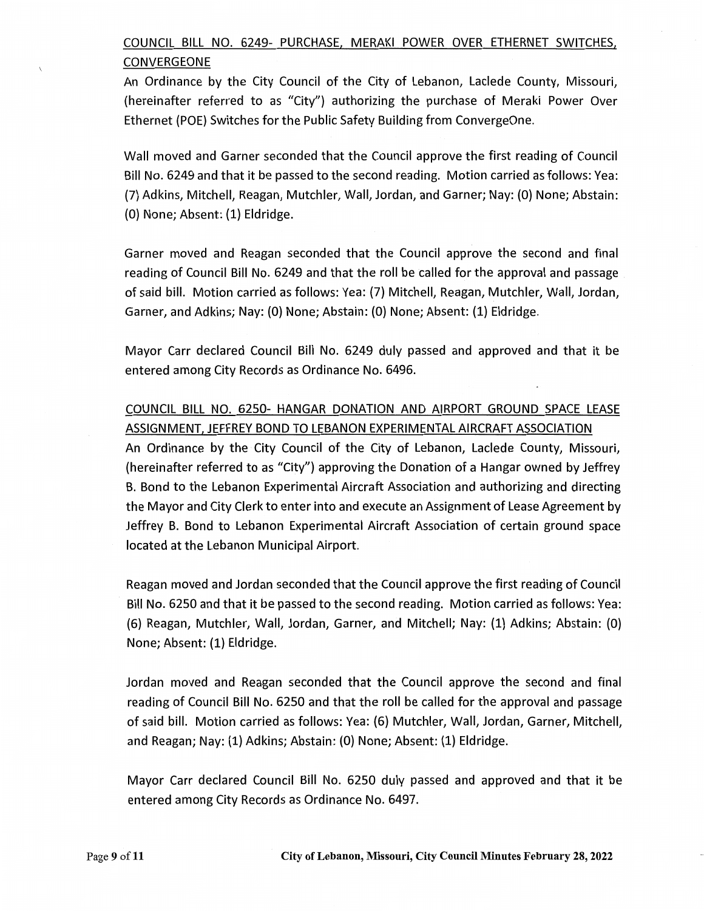COUNCIL BILL NO. 6249- PURCHASE, MERAKI POWER OVER ETHERNET SWITCHES, CONVERGEONE

An Ordinance by the City Council of the City of Lebanon, Laclede County, Missouri, (hereinafter referred to as "City") authorizing the purchase of Meraki Power Over Ethernet (POE) Switches for the Public Safety Building from ConvergeOne.

Wall moved and Garner seconded that the Council approve the first reading of Council Bill No. 6249 and that it be passed to the second reading. Motion carried as follows: Yea: (7) Adkins, Mitchell, Reagan, Mutchler, Wall, Jordan, and Garner; Nay: (0) None; Abstain: (0) None; Absent: (1) Eldridge.

Garner moved and Reagan seconded that the Council approve the second and final reading of Council Bill No. 6249 and that the roll be called for the approval and passage of said bill. Motion carried as follows: Yea: (7) Mitchell, Reagan, Mutchler, Wall, Jordan, Garner, and Adkins; Nay: (0) None; Abstain: (0) None; Absent: (1) Eldridge.

Mayor Carr declared Council Bill No. 6249 duly passed and approved and that it be entered among City Records as Ordinance No. 6496.

COUNCIL BILL NO. 6250- HANGAR DONATION AND AIRPORT GROUND SPACE LEASE ASSIGNMENT, JEFFREY BOND TO LEBANON EXPERIMENTAL AIRCRAFT ASSOCIATION

An Ordinance by the City Council of the City of Lebanon, Laclede County, Missouri, (hereinafter referred to as "City") approving the Donation of a Hangar owned by Jeffrey B. Bond to the Lebanon Experimental Aircraft Association and authorizing and directing the Mayor and City Clerk to enter into and execute an Assignment of Lease Agreement by Jeffrey B. Bond to Lebanon Experimental Aircraft Association of certain ground space located at the Lebanon Municipal Airport.

Reagan moved and Jordan seconded that the Council approve the first reading of Council Bill No. 6250 and that it be passed to the second reading. Motion carried as follows: Yea: (6) Reagan, Mutchler, Wall, Jordan, Garner, and Mitchell; Nay: (1) Adkins; Abstain: (0) None; Absent: (1) Eldridge.

Jordan moved and Reagan seconded that the Council approve the second and final reading of Council Bill No. 6250 and that the roll be called for the approval and passage of said bill. Motion carried as follows: Yea: (6) Mutchler, Wall, Jordan, Garner, Mitchell, and Reagan; Nay: (1) Adkins; Abstain: (0) None; Absent: (1) Eldridge.

Mayor Carr declared Council Bill No. 6250 duly passed and approved and that it be entered among City Records as Ordinance No. 6497.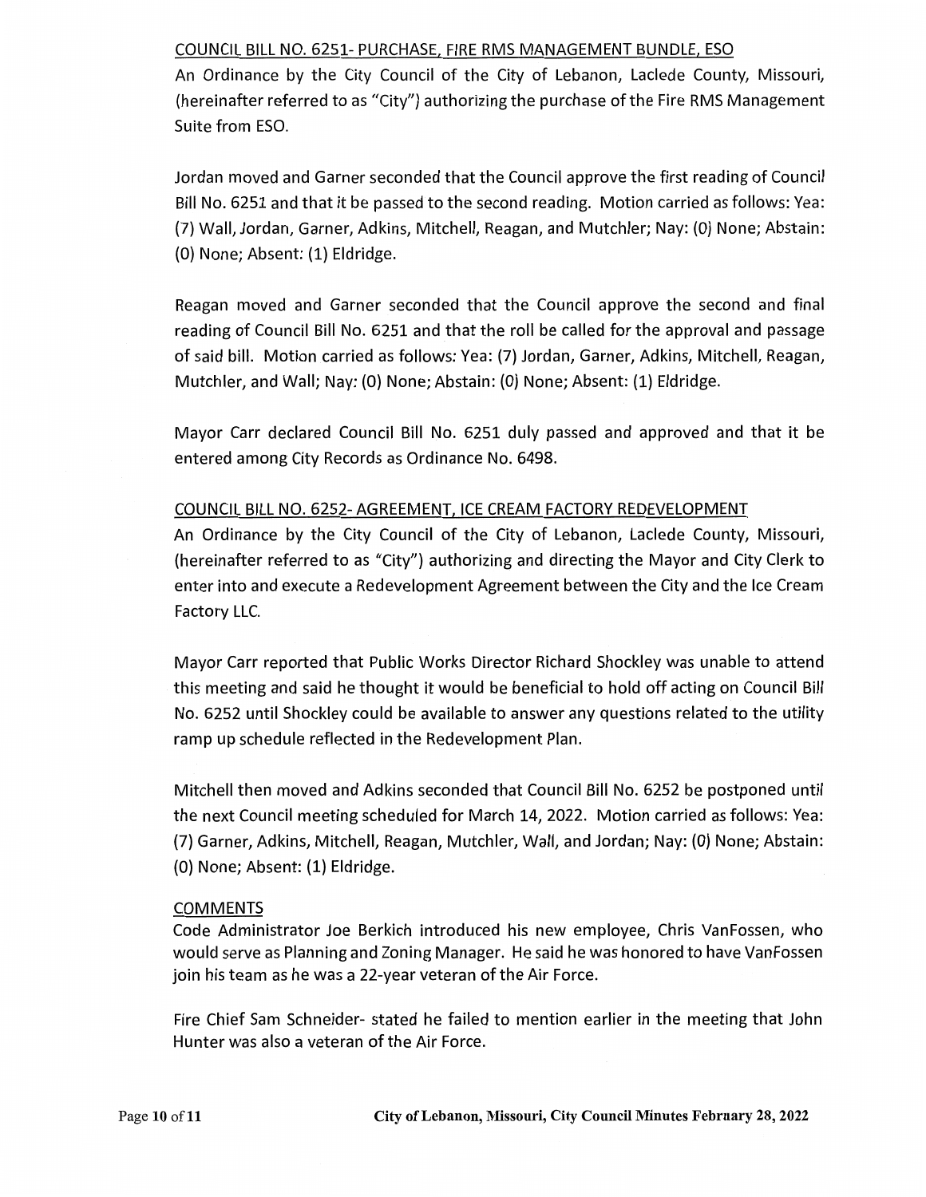<u>COUNCIL BILL NO. 6251- PURCHASE, FIRE RMS MANAGEMENT BUNDLE, ESO</u>

An Ordinance by the City Council of the City of Lebanon, Laclede County, Missouri, (hereinafter referred to as "City") authorizing the purchase of the Fire RMS Management Suite from ESO.

Jordan moved and Garner seconded that the Council approve the first reading of Council Bill No. 6251 and that it be passed to the second reading. Motion carried as follows: Yea: (7) Wall, Jordan, Garner, Adkins, Mitchell, Reagan, and Mutchler; Nay: (0) None; Abstain: (0) None; Absent: (1) Eldridge.

Reagan moved and Garner seconded that the Council approve the second and final reading of Council Bill No. 6251 and that the roll be called for the approval and passage of said bill. Motion carried as follows: Yea: (7) Jordan, Garner, Adkins, Mitchell, Reagan, Mutchler, and Wall; Nay: (0) None; Abstain: (0) None; Absent: (1) Eldridge.

Mayor Carr declared Council Bill No. 6251 duly passed and approved and that it be entered among City Records as Ordinance No. 6498.

<u>COUNCIL BILL NO. 6252- AGREEMENT, ICE CREAM FACTORY REDEVELOPMENT</u>

An Ordinance by the City Council of the City of Lebanon, Laclede County, Missouri, (hereinafter referred to as "City") authorizing and directing the Mayor and City Clerk to enter into and execute a Redevelopment Agreement between the City and the Ice Cream Factory LLC.

Mayor Carr reported that Public Works Director Richard Shockley was unable to attend this meeting and said he thought it would be beneficial to hold off acting on Council Bill No. 6252 until Shockley could be available to answer any questions related to the utility ramp up schedule reflected in the Redevelopment Plan.

Mitchell then moved and Adkins seconded that Council Bill No. 6252 be postponed until the next Council meeting scheduled for March 14, 2022. Motion carried as follows: Yea: (7) Garner, Adkins, Mitchell, Reagan, Mutchler, Wall, and Jordan; Nay: (0) None; Abstain: (0) None; Absent: (1) Eldridge.

<u>COMMENTS</u>

Code Administrator Joe Berkich introduced his new employee, Chris VanFossen, who would serve as Planning and Zoning Manager. He said he was honored to have VanFossen join his team as he was a 22-year veteran of the Air Force.

Fire Chief Sam Schneider- stated he failed to mention earlier in the meeting that John Hunter was also a veteran of the Air Force.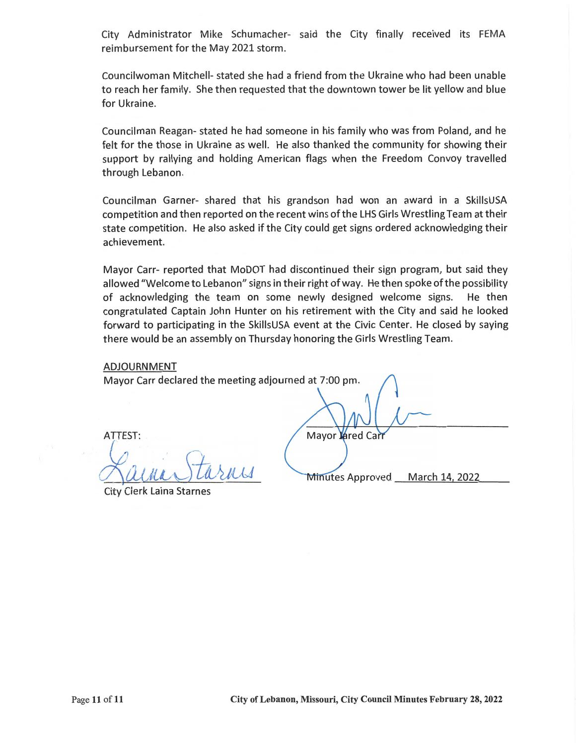City Administrator Mike Schumacher- said the City finally received its FEMA reimbursement for the May 2021 storm.

Councilwoman Mitchell- stated she had a friend from the Ukraine who had been unable to reach her family. She then requested that the downtown tower be lit yellow and blue for Ukraine.

Councilman Reagan- stated he had someone in his family who was from Poland, and he felt for the those in Ukraine as well. He also thanked the community for showing their support by rallying and holding American flags when the Freedom Convoy travelled through Lebanon.

Councilman Garner- shared that his grandson had won an award in a SkillsUSA competition and then reported on the recent wins of the LHS Girls Wrestling Team at their state competition. He also asked if the City could get signs ordered acknowledging their achievement.

Mayor Carr- reported that MoDOT had discontinued their sign program, but said they allowed "Welcome to Lebanon" signs in their right of way. He then spoke of the possibility of acknowledging the team on some newly designed welcome signs. He then congratulated Captain John Hunter on his retirement with the City and said he looked forward to participating in the SkillsUSA event at the Civic Center. He closed by saying there would be an assembly on Thursday honoring the Girls Wrestling Team.

ADJOURNMENT

Mayor Carr declared the meeting adjourned at 7:00 pm.

ATTEST:

City Clerk Laina Starnes

Mayor Jared Carr

Minutes Approved March 14, 2022